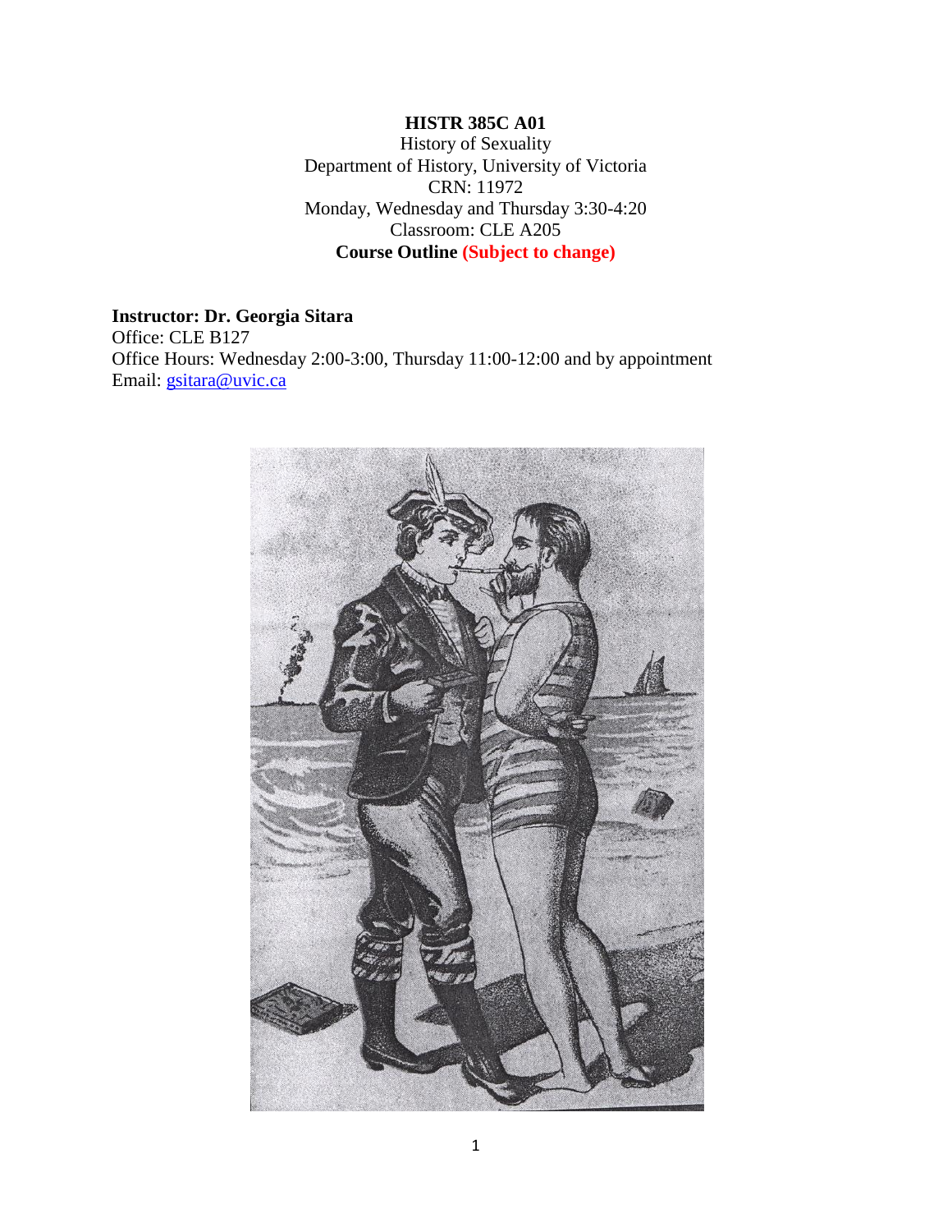**HISTR 385C A01**

History of Sexuality
Department of History, University of Victoria
CRN: 11972
Monday, Wednesday and Thursday 3:30-4:20
Classroom: CLE A205

**Course Outline (Subject to change)**

**Instructor: Dr. Georgia Sitara**
Office: CLE B127
Office Hours: Wednesday 2:00-3:00, Thursday 11:00-12:00 and by appointment
Email: gsitara@uvic.ca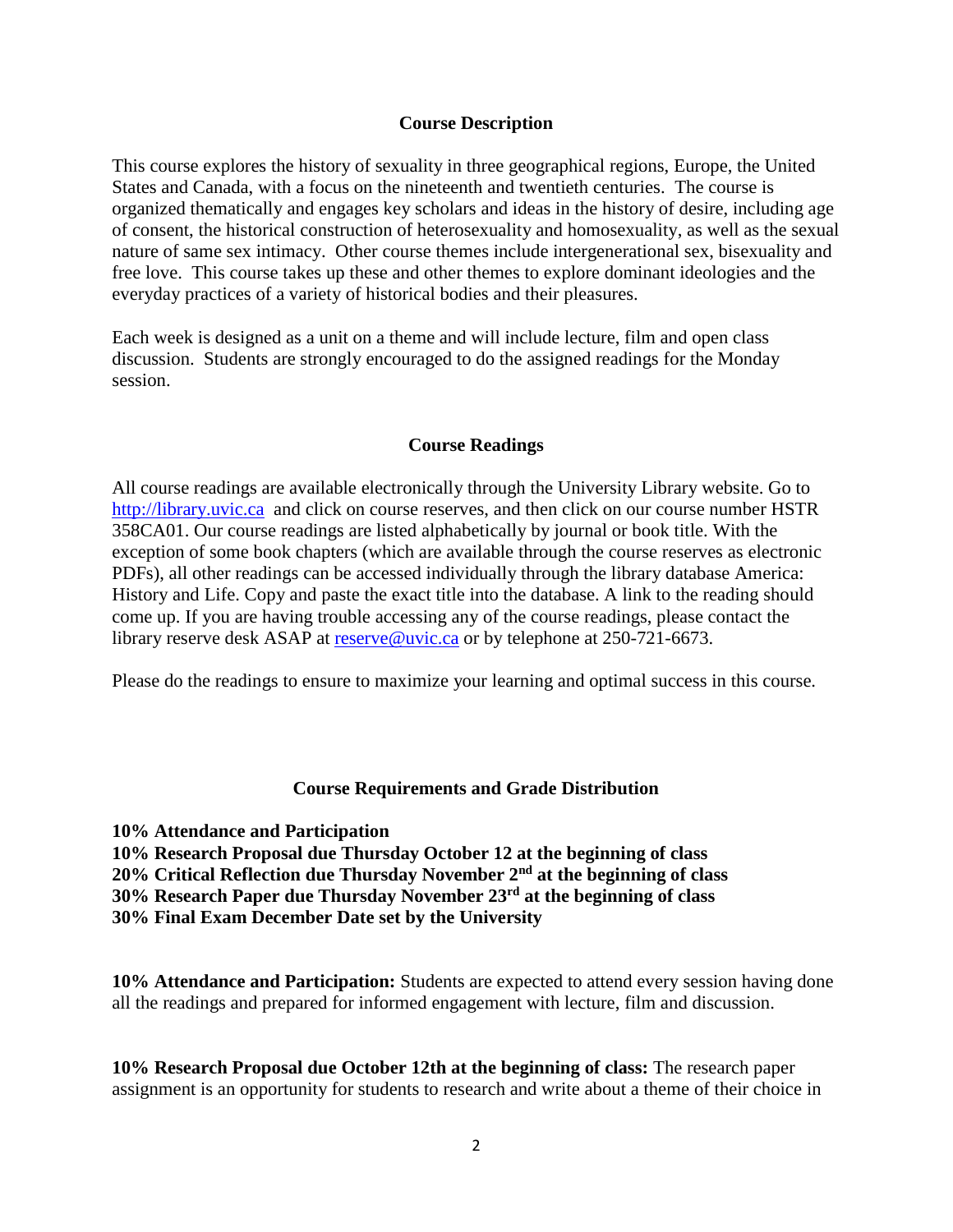## Course Description

This course explores the history of sexuality in three geographical regions, Europe, the United States and Canada, with a focus on the nineteenth and twentieth centuries. The course is organized thematically and engages key scholars and ideas in the history of desire, including age of consent, the historical construction of heterosexuality and homosexuality, as well as the sexual nature of same sex intimacy. Other course themes include intergenerational sex, bisexuality and free love. This course takes up these and other themes to explore dominant ideologies and the everyday practices of a variety of historical bodies and their pleasures.

Each week is designed as a unit on a theme and will include lecture, film and open class discussion. Students are strongly encouraged to do the assigned readings for the Monday session.

## Course Readings

All course readings are available electronically through the University Library website. Go to [http://library.uvic.ca](http://library.uvic.ca) and click on course reserves, and then click on our course number HSTR 358CA01. Our course readings are listed alphabetically by journal or book title. With the exception of some book chapters (which are available through the course reserves as electronic PDFs), all other readings can be accessed individually through the library database America: History and Life. Copy and paste the exact title into the database. A link to the reading should come up. If you are having trouble accessing any of the course readings, please contact the library reserve desk ASAP at [reserve@uvic.ca](mailto:reserve@uvic.ca) or by telephone at 250-721-6673.

Please do the readings to ensure to maximize your learning and optimal success in this course.

## Course Requirements and Grade Distribution

**10% Attendance and Participation**
**10% Research Proposal due Thursday October 12 at the beginning of class**
**20% Critical Reflection due Thursday November 2nd at the beginning of class**
**30% Research Paper due Thursday November 23rd at the beginning of class**
**30% Final Exam December Date set by the University**

**10% Attendance and Participation:** Students are expected to attend every session having done all the readings and prepared for informed engagement with lecture, film and discussion.

**10% Research Proposal due October 12th at the beginning of class:** The research paper assignment is an opportunity for students to research and write about a theme of their choice in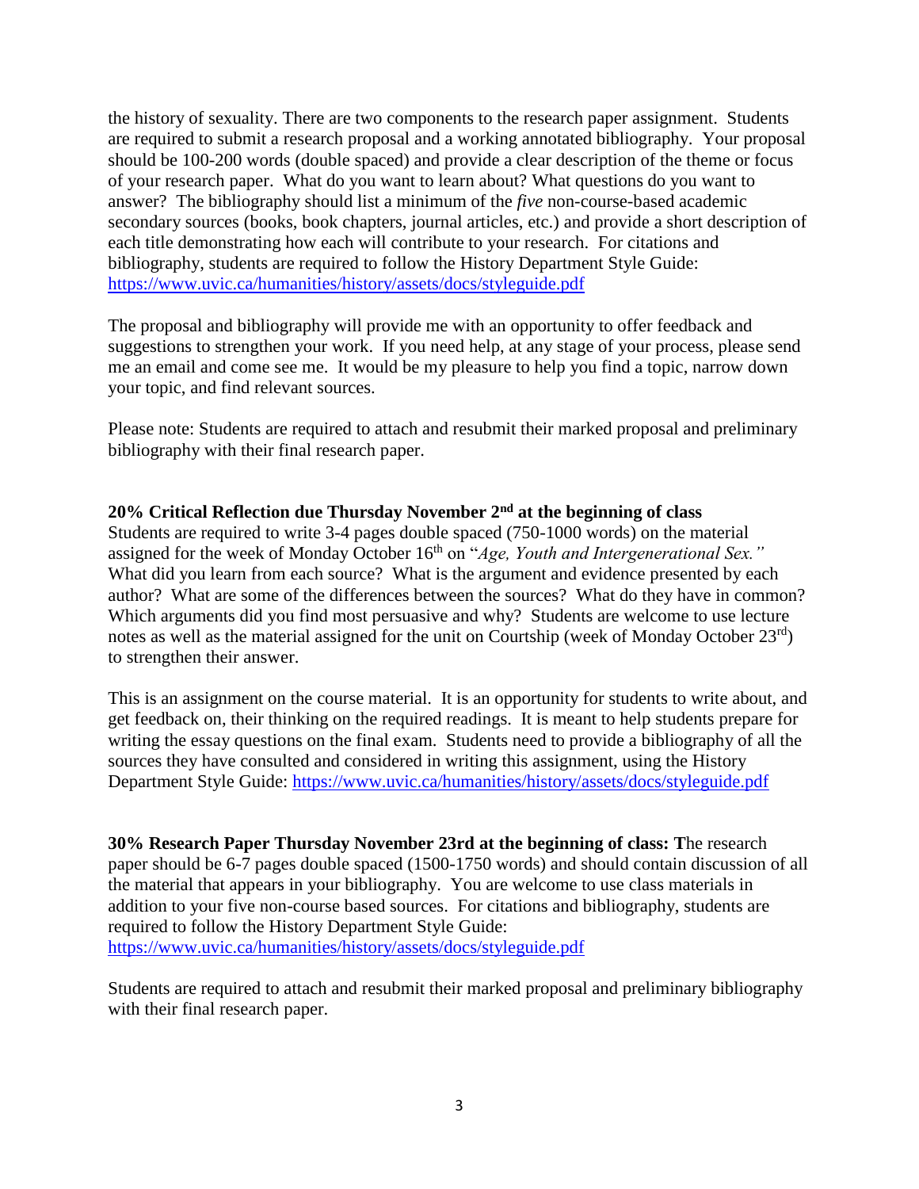the history of sexuality. There are two components to the research paper assignment. Students are required to submit a research proposal and a working annotated bibliography. Your proposal should be 100-200 words (double spaced) and provide a clear description of the theme or focus of your research paper. What do you want to learn about? What questions do you want to answer? The bibliography should list a minimum of the *five* non-course-based academic secondary sources (books, book chapters, journal articles, etc.) and provide a short description of each title demonstrating how each will contribute to your research. For citations and bibliography, students are required to follow the History Department Style Guide: https://www.uvic.ca/humanities/history/assets/docs/styleguide.pdf

The proposal and bibliography will provide me with an opportunity to offer feedback and suggestions to strengthen your work. If you need help, at any stage of your process, please send me an email and come see me. It would be my pleasure to help you find a topic, narrow down your topic, and find relevant sources.

Please note: Students are required to attach and resubmit their marked proposal and preliminary bibliography with their final research paper.

**20% Critical Reflection due Thursday November 2nd at the beginning of class**

Students are required to write 3-4 pages double spaced (750-1000 words) on the material assigned for the week of Monday October 16th on "*Age, Youth and Intergenerational Sex.*" What did you learn from each source? What is the argument and evidence presented by each author? What are some of the differences between the sources? What do they have in common? Which arguments did you find most persuasive and why? Students are welcome to use lecture notes as well as the material assigned for the unit on Courtship (week of Monday October 23rd) to strengthen their answer.

This is an assignment on the course material. It is an opportunity for students to write about, and get feedback on, their thinking on the required readings. It is meant to help students prepare for writing the essay questions on the final exam. Students need to provide a bibliography of all the sources they have consulted and considered in writing this assignment, using the History Department Style Guide: https://www.uvic.ca/humanities/history/assets/docs/styleguide.pdf

**30% Research Paper Thursday November 23rd at the beginning of class: T**he research paper should be 6-7 pages double spaced (1500-1750 words) and should contain discussion of all the material that appears in your bibliography. You are welcome to use class materials in addition to your five non-course based sources. For citations and bibliography, students are required to follow the History Department Style Guide: https://www.uvic.ca/humanities/history/assets/docs/styleguide.pdf

Students are required to attach and resubmit their marked proposal and preliminary bibliography with their final research paper.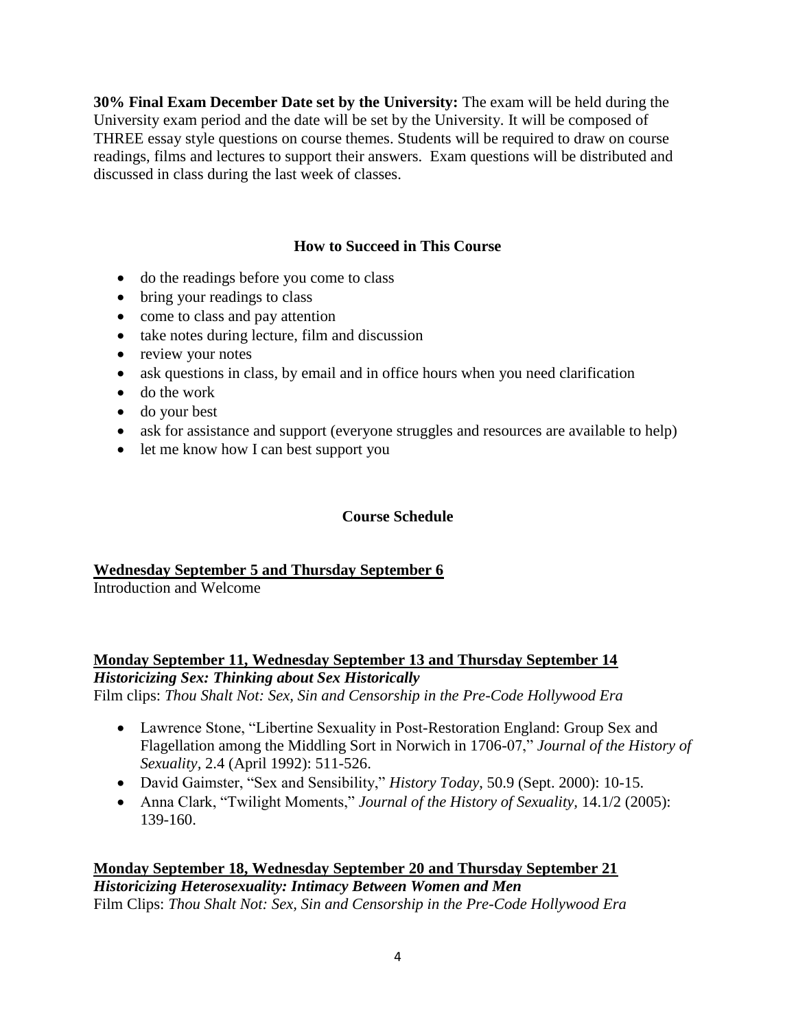**30% Final Exam December Date set by the University:** The exam will be held during the University exam period and the date will be set by the University. It will be composed of THREE essay style questions on course themes. Students will be required to draw on course readings, films and lectures to support their answers. Exam questions will be distributed and discussed in class during the last week of classes.

## How to Succeed in This Course

- do the readings before you come to class
- bring your readings to class
- come to class and pay attention
- take notes during lecture, film and discussion
- review your notes
- ask questions in class, by email and in office hours when you need clarification
- do the work
- do your best
- ask for assistance and support (everyone struggles and resources are available to help)
- let me know how I can best support you

## Course Schedule

**Wednesday September 5 and Thursday September 6**

Introduction and Welcome

**Monday September 11, Wednesday September 13 and Thursday September 14**

***Historicizing Sex: Thinking about Sex Historically***

Film clips: *Thou Shalt Not: Sex, Sin and Censorship in the Pre-Code Hollywood Era*

- Lawrence Stone, "Libertine Sexuality in Post-Restoration England: Group Sex and Flagellation among the Middling Sort in Norwich in 1706-07," *Journal of the History of Sexuality*, 2.4 (April 1992): 511-526.
- David Gaimster, "Sex and Sensibility," *History Today*, 50.9 (Sept. 2000): 10-15.
- Anna Clark, "Twilight Moments," *Journal of the History of Sexuality*, 14.1/2 (2005): 139-160.

**Monday September 18, Wednesday September 20 and Thursday September 21**

***Historicizing Heterosexuality: Intimacy Between Women and Men***

Film Clips: *Thou Shalt Not: Sex, Sin and Censorship in the Pre-Code Hollywood Era*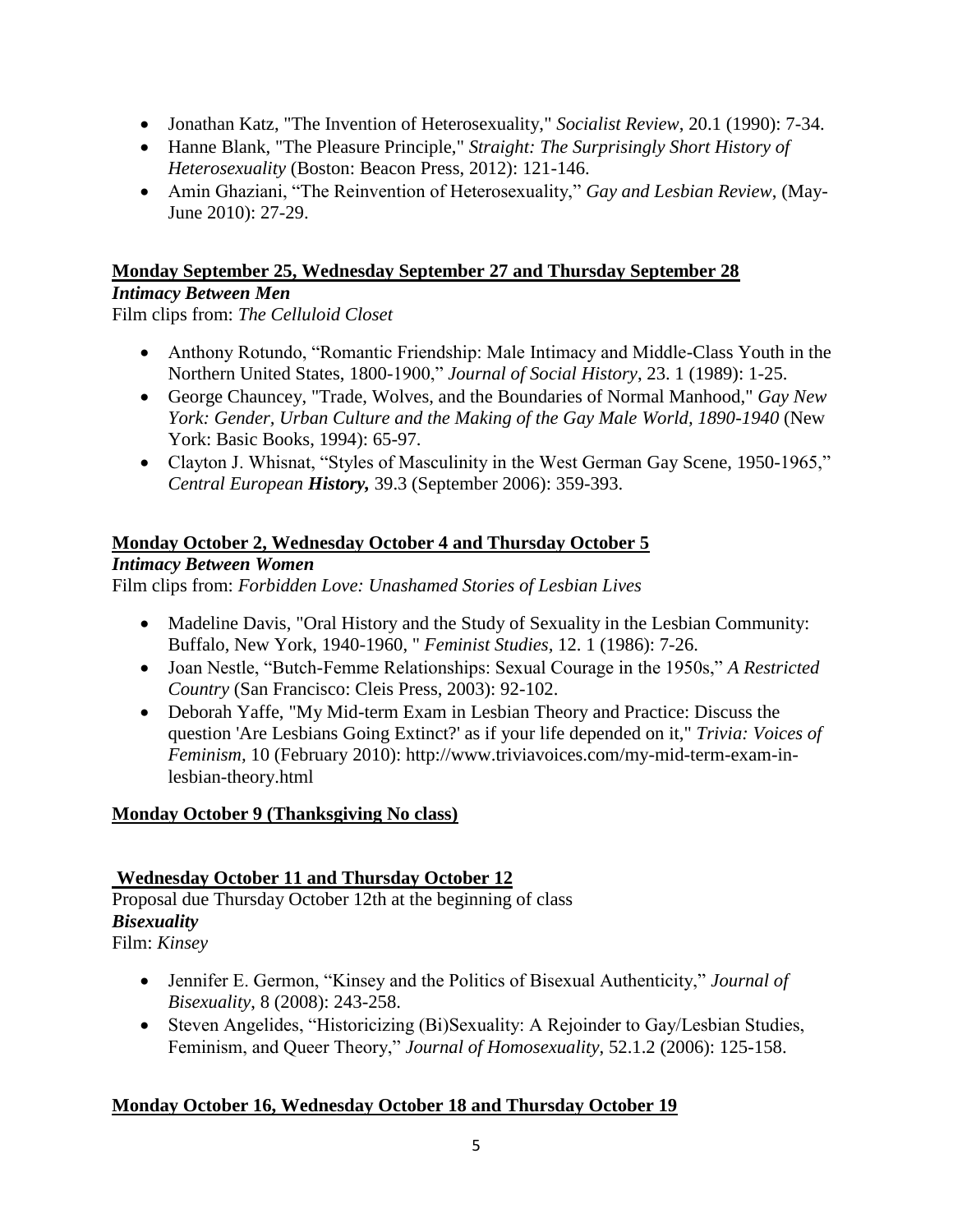- Jonathan Katz, "The Invention of Heterosexuality," *Socialist Review*, 20.1 (1990): 7-34.
- Hanne Blank, "The Pleasure Principle," *Straight: The Surprisingly Short History of Heterosexuality* (Boston: Beacon Press, 2012): 121-146.
- Amin Ghaziani, "The Reinvention of Heterosexuality," *Gay and Lesbian Review*, (May-June 2010): 27-29.

**<u>Monday September 25, Wednesday September 27 and Thursday September 28</u>**

***Intimacy Between Men***

Film clips from: *The Celluloid Closet*

- Anthony Rotundo, "Romantic Friendship: Male Intimacy and Middle-Class Youth in the Northern United States, 1800-1900," *Journal of Social History*, 23. 1 (1989): 1-25.
- George Chauncey, "Trade, Wolves, and the Boundaries of Normal Manhood," *Gay New York: Gender, Urban Culture and the Making of the Gay Male World, 1890-1940* (New York: Basic Books, 1994): 65-97.
- Clayton J. Whisnat, "Styles of Masculinity in the West German Gay Scene, 1950-1965," *Central European **History,*** 39.3 (September 2006): 359-393.

**<u>Monday October 2, Wednesday October 4 and Thursday October 5</u>**

***Intimacy Between Women***

Film clips from: *Forbidden Love: Unashamed Stories of Lesbian Lives*

- Madeline Davis, "Oral History and the Study of Sexuality in the Lesbian Community: Buffalo, New York, 1940-1960, " *Feminist Studies*, 12. 1 (1986): 7-26.
- Joan Nestle, "Butch-Femme Relationships: Sexual Courage in the 1950s," *A Restricted Country* (San Francisco: Cleis Press, 2003): 92-102.
- Deborah Yaffe, "My Mid-term Exam in Lesbian Theory and Practice: Discuss the question 'Are Lesbians Going Extinct?' as if your life depended on it," *Trivia: Voices of Feminism*, 10 (February 2010): http://www.triviavoices.com/my-mid-term-exam-in-lesbian-theory.html

**<u>Monday October 9 (Thanksgiving No class)</u>**

**<u>Wednesday October 11 and Thursday October 12</u>**

Proposal due Thursday October 12th at the beginning of class

***Bisexuality***

Film: *Kinsey*

- Jennifer E. Germon, "Kinsey and the Politics of Bisexual Authenticity," *Journal of Bisexuality*, 8 (2008): 243-258.
- Steven Angelides, "Historicizing (Bi)Sexuality: A Rejoinder to Gay/Lesbian Studies, Feminism, and Queer Theory," *Journal of Homosexuality*, 52.1.2 (2006): 125-158.

**<u>Monday October 16, Wednesday October 18 and Thursday October 19</u>**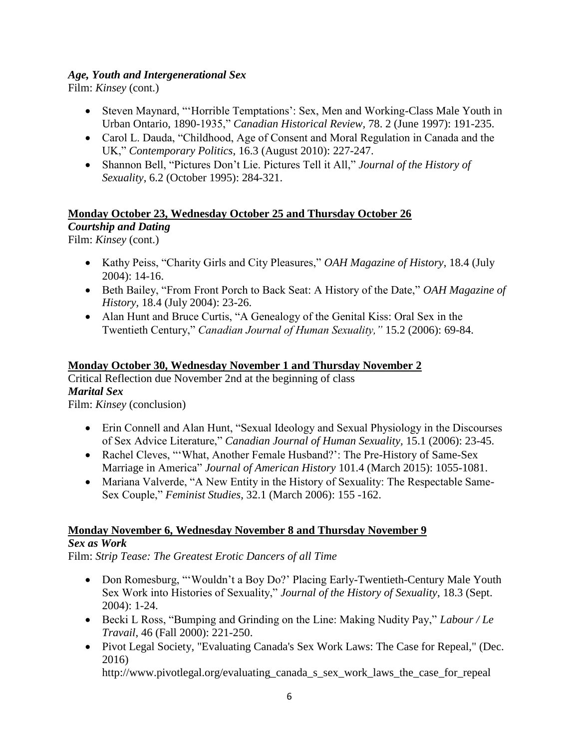***Age, Youth and Intergenerational Sex***

Film: *Kinsey* (cont.)

- Steven Maynard, "'Horrible Temptations': Sex, Men and Working-Class Male Youth in Urban Ontario, 1890-1935," *Canadian Historical Review,* 78. 2 (June 1997): 191-235.
- Carol L. Dauda, "Childhood, Age of Consent and Moral Regulation in Canada and the UK," *Contemporary Politics,* 16.3 (August 2010): 227-247.
- Shannon Bell, "Pictures Don't Lie. Pictures Tell it All," *Journal of the History of Sexuality*, 6.2 (October 1995): 284-321.

**Monday October 23, Wednesday October 25 and Thursday October 26**

***Courtship and Dating***

Film: *Kinsey* (cont.)

- Kathy Peiss, "Charity Girls and City Pleasures," *OAH Magazine of History*, 18.4 (July 2004): 14-16.
- Beth Bailey, "From Front Porch to Back Seat: A History of the Date," *OAH Magazine of History,* 18.4 (July 2004): 23-26.
- Alan Hunt and Bruce Curtis, "A Genealogy of the Genital Kiss: Oral Sex in the Twentieth Century," *Canadian Journal of Human Sexuality,"* 15.2 (2006): 69-84.

**Monday October 30, Wednesday November 1 and Thursday November 2**

Critical Reflection due November 2nd at the beginning of class

***Marital Sex***

Film: *Kinsey* (conclusion)

- Erin Connell and Alan Hunt, "Sexual Ideology and Sexual Physiology in the Discourses of Sex Advice Literature," *Canadian Journal of Human Sexuality,* 15.1 (2006): 23-45.
- Rachel Cleves, "'What, Another Female Husband?': The Pre-History of Same-Sex Marriage in America" *Journal of American History* 101.4 (March 2015): 1055-1081.
- Mariana Valverde, "A New Entity in the History of Sexuality: The Respectable Same-Sex Couple," *Feminist Studies,* 32.1 (March 2006): 155 -162.

**Monday November 6, Wednesday November 8 and Thursday November 9**

***Sex as Work***

Film: *Strip Tease: The Greatest Erotic Dancers of all Time*

- Don Romesburg, "'Wouldn't a Boy Do?' Placing Early-Twentieth-Century Male Youth Sex Work into Histories of Sexuality," *Journal of the History of Sexuality*, 18.3 (Sept. 2004): 1-24.
- Becki L Ross, "Bumping and Grinding on the Line: Making Nudity Pay," *Labour / Le Travail,* 46 (Fall 2000): 221-250.
- Pivot Legal Society, "Evaluating Canada's Sex Work Laws: The Case for Repeal," (Dec. 2016) http://www.pivotlegal.org/evaluating_canada_s_sex_work_laws_the_case_for_repeal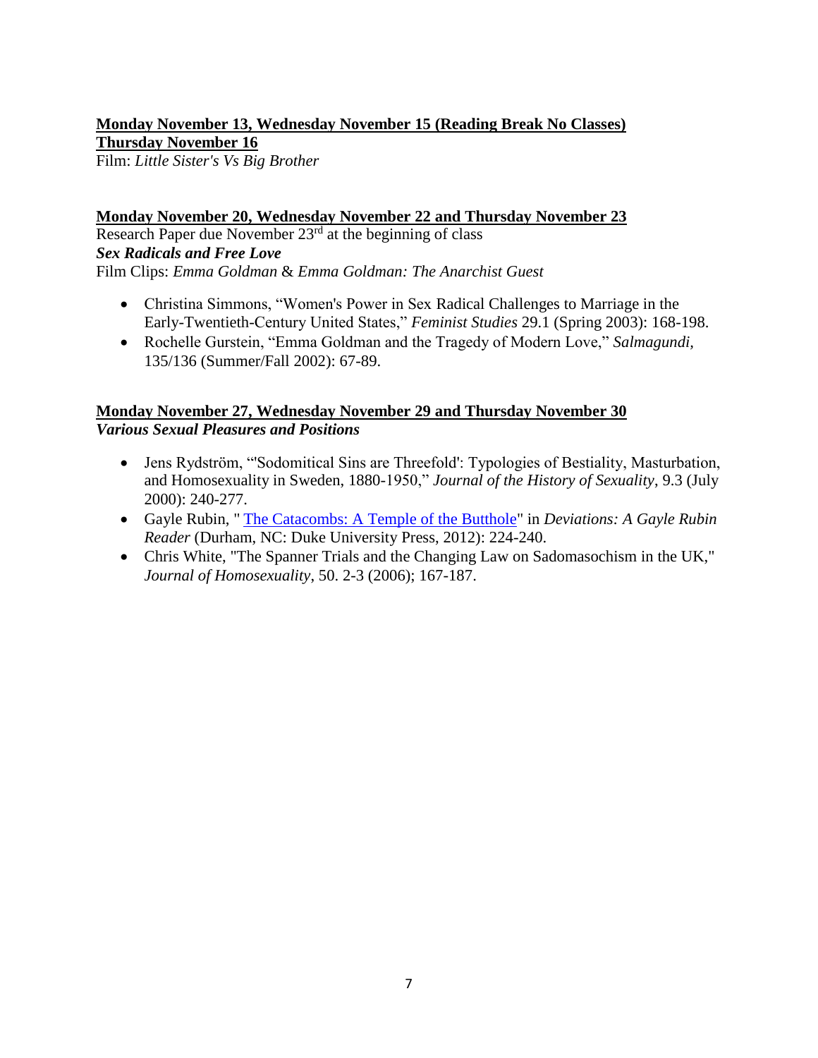**Monday November 13, Wednesday November 15 (Reading Break No Classes)**
**Thursday November 16**
Film: *Little Sister's Vs Big Brother*

**Monday November 20, Wednesday November 22 and Thursday November 23**
Research Paper due November 23rd at the beginning of class
***Sex Radicals and Free Love***
Film Clips: *Emma Goldman* & *Emma Goldman: The Anarchist Guest*

- Christina Simmons, "Women's Power in Sex Radical Challenges to Marriage in the Early-Twentieth-Century United States," *Feminist Studies* 29.1 (Spring 2003): 168-198.
- Rochelle Gurstein, "Emma Goldman and the Tragedy of Modern Love," *Salmagundi*, 135/136 (Summer/Fall 2002): 67-89.

**Monday November 27, Wednesday November 29 and Thursday November 30**
***Various Sexual Pleasures and Positions***

- Jens Rydström, "'Sodomitical Sins are Threefold': Typologies of Bestiality, Masturbation, and Homosexuality in Sweden, 1880-1950," *Journal of the History of Sexuality*, 9.3 (July 2000): 240-277.
- Gayle Rubin, " The Catacombs: A Temple of the Butthole" in *Deviations: A Gayle Rubin Reader* (Durham, NC: Duke University Press, 2012): 224-240.
- Chris White, "The Spanner Trials and the Changing Law on Sadomasochism in the UK," *Journal of Homosexuality*, 50. 2-3 (2006); 167-187.